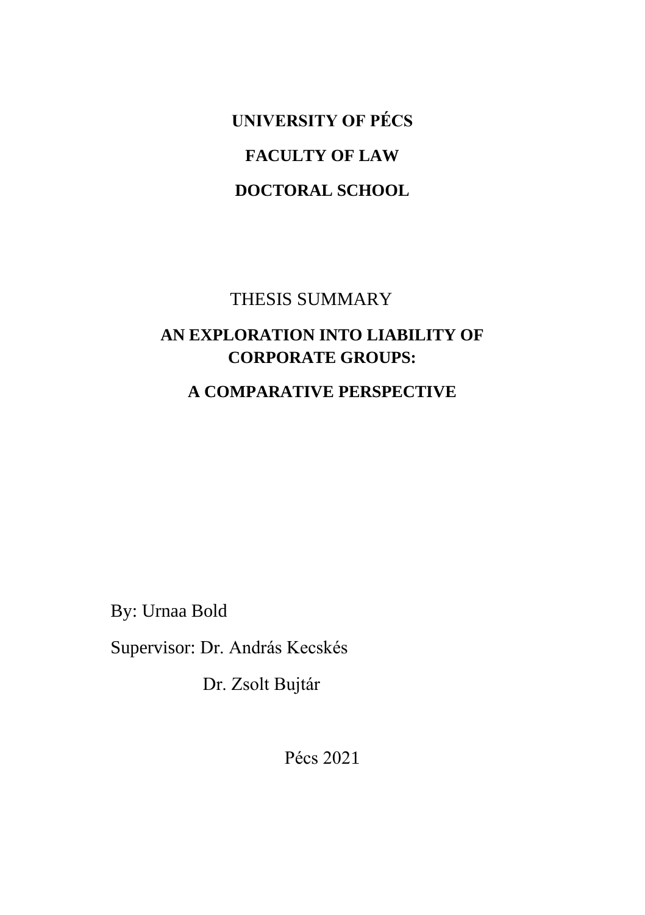**UNIVERSITY OF PÉCS**

**FACULTY OF LAW**

**DOCTORAL SCHOOL**

THESIS SUMMARY

# AN EXPLORATION INTO LIABILITY OF CORPORATE GROUPS:

# A COMPARATIVE PERSPECTIVE

By: Urnaa Bold

Supervisor: Dr. András Kecskés

Dr. Zsolt Bujtár

Pécs 2021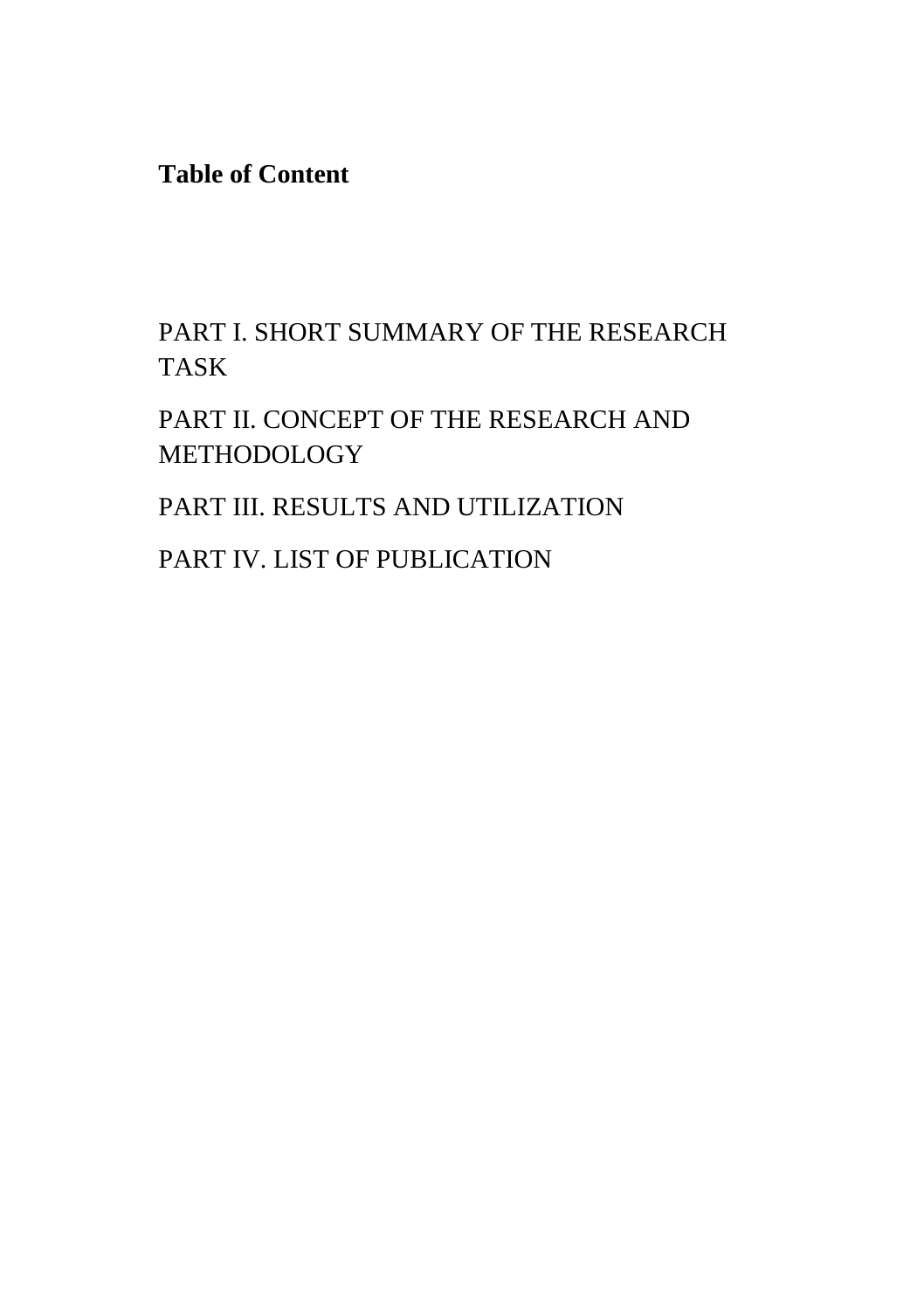**Table of Content**

PART I. SHORT SUMMARY OF THE RESEARCH TASK

PART II. CONCEPT OF THE RESEARCH AND METHODOLOGY

PART III. RESULTS AND UTILIZATION

PART IV. LIST OF PUBLICATION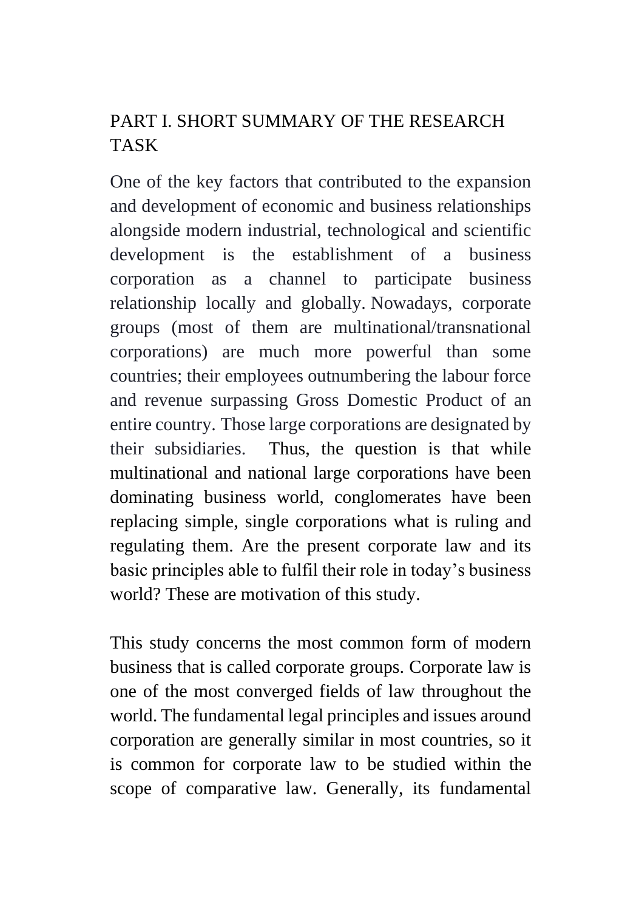## PART I. SHORT SUMMARY OF THE RESEARCH TASK

One of the key factors that contributed to the expansion and development of economic and business relationships alongside modern industrial, technological and scientific development is the establishment of a business corporation as a channel to participate business relationship locally and globally. Nowadays, corporate groups (most of them are multinational/transnational corporations) are much more powerful than some countries; their employees outnumbering the labour force and revenue surpassing Gross Domestic Product of an entire country. Those large corporations are designated by their subsidiaries. Thus, the question is that while multinational and national large corporations have been dominating business world, conglomerates have been replacing simple, single corporations what is ruling and regulating them. Are the present corporate law and its basic principles able to fulfil their role in today's business world? These are motivation of this study.

This study concerns the most common form of modern business that is called corporate groups. Corporate law is one of the most converged fields of law throughout the world. The fundamental legal principles and issues around corporation are generally similar in most countries, so it is common for corporate law to be studied within the scope of comparative law. Generally, its fundamental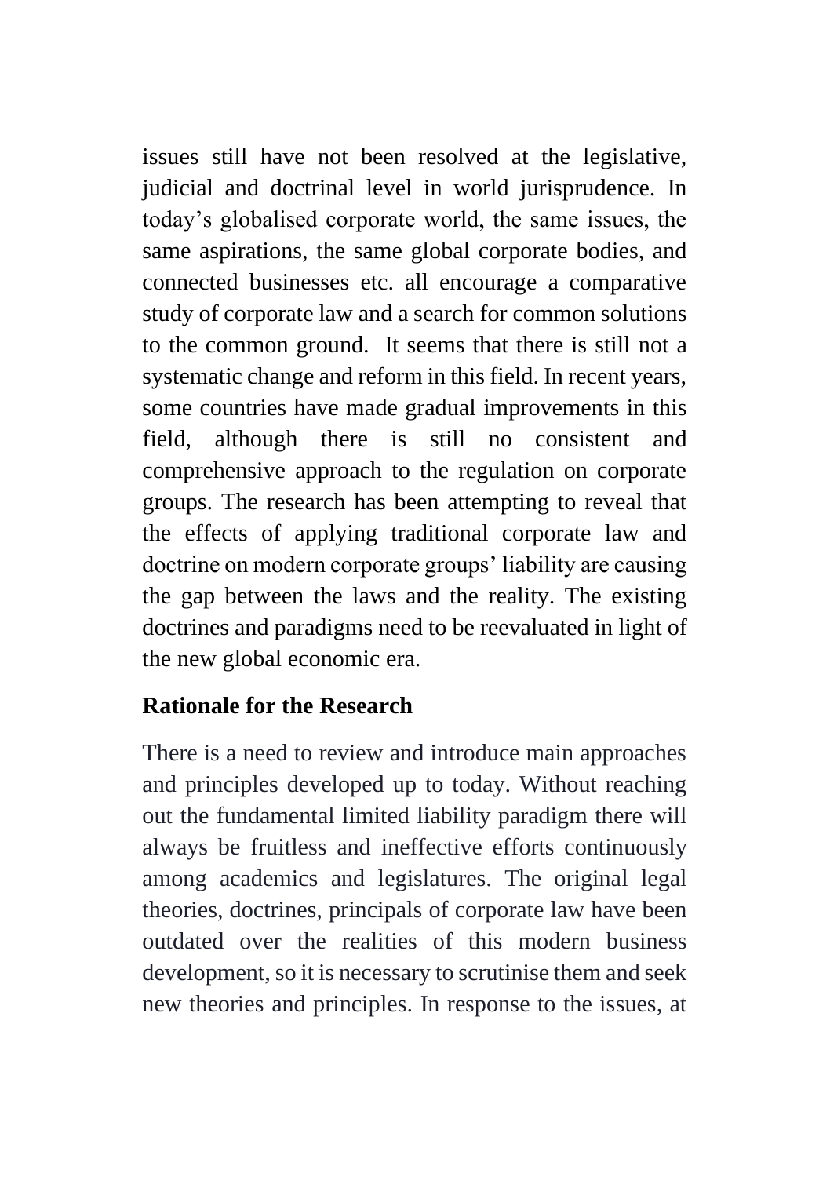issues still have not been resolved at the legislative, judicial and doctrinal level in world jurisprudence. In today's globalised corporate world, the same issues, the same aspirations, the same global corporate bodies, and connected businesses etc. all encourage a comparative study of corporate law and a search for common solutions to the common ground. It seems that there is still not a systematic change and reform in this field. In recent years, some countries have made gradual improvements in this field, although there is still no consistent and comprehensive approach to the regulation on corporate groups. The research has been attempting to reveal that the effects of applying traditional corporate law and doctrine on modern corporate groups' liability are causing the gap between the laws and the reality. The existing doctrines and paradigms need to be reevaluated in light of the new global economic era.

## Rationale for the Research

There is a need to review and introduce main approaches and principles developed up to today. Without reaching out the fundamental limited liability paradigm there will always be fruitless and ineffective efforts continuously among academics and legislatures. The original legal theories, doctrines, principals of corporate law have been outdated over the realities of this modern business development, so it is necessary to scrutinise them and seek new theories and principles. In response to the issues, at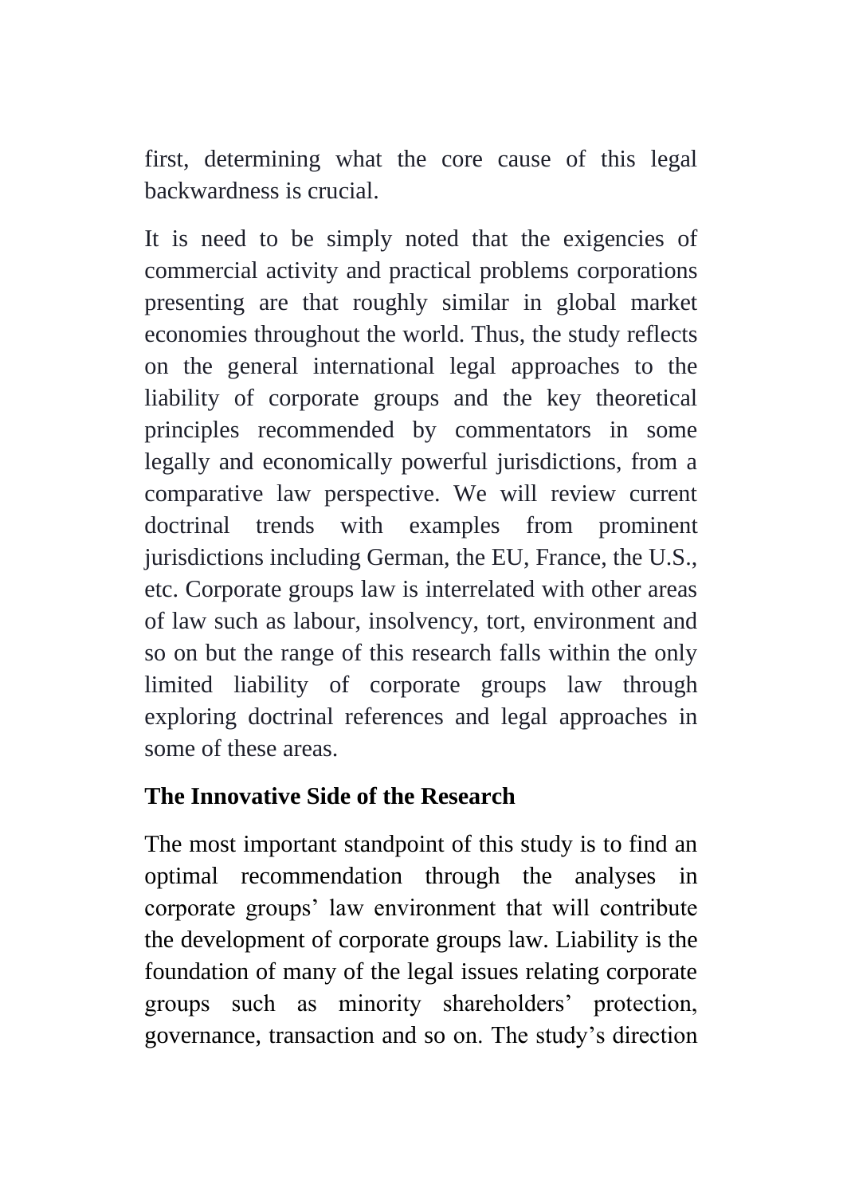first, determining what the core cause of this legal backwardness is crucial.

It is need to be simply noted that the exigencies of commercial activity and practical problems corporations presenting are that roughly similar in global market economies throughout the world. Thus, the study reflects on the general international legal approaches to the liability of corporate groups and the key theoretical principles recommended by commentators in some legally and economically powerful jurisdictions, from a comparative law perspective. We will review current doctrinal trends with examples from prominent jurisdictions including German, the EU, France, the U.S., etc. Corporate groups law is interrelated with other areas of law such as labour, insolvency, tort, environment and so on but the range of this research falls within the only limited liability of corporate groups law through exploring doctrinal references and legal approaches in some of these areas.

**The Innovative Side of the Research**

The most important standpoint of this study is to find an optimal recommendation through the analyses in corporate groups' law environment that will contribute the development of corporate groups law. Liability is the foundation of many of the legal issues relating corporate groups such as minority shareholders' protection, governance, transaction and so on. The study's direction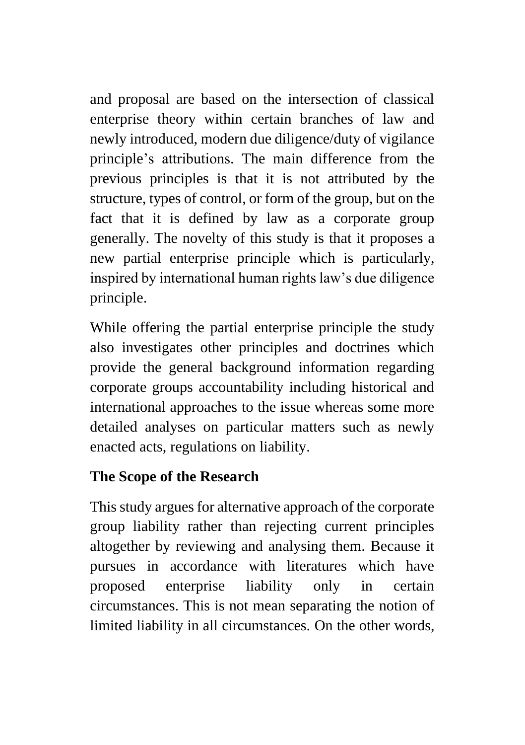and proposal are based on the intersection of classical enterprise theory within certain branches of law and newly introduced, modern due diligence/duty of vigilance principle's attributions. The main difference from the previous principles is that it is not attributed by the structure, types of control, or form of the group, but on the fact that it is defined by law as a corporate group generally. The novelty of this study is that it proposes a new partial enterprise principle which is particularly, inspired by international human rights law's due diligence principle.

While offering the partial enterprise principle the study also investigates other principles and doctrines which provide the general background information regarding corporate groups accountability including historical and international approaches to the issue whereas some more detailed analyses on particular matters such as newly enacted acts, regulations on liability.

## The Scope of the Research

This study argues for alternative approach of the corporate group liability rather than rejecting current principles altogether by reviewing and analysing them. Because it pursues in accordance with literatures which have proposed enterprise liability only in certain circumstances. This is not mean separating the notion of limited liability in all circumstances. On the other words,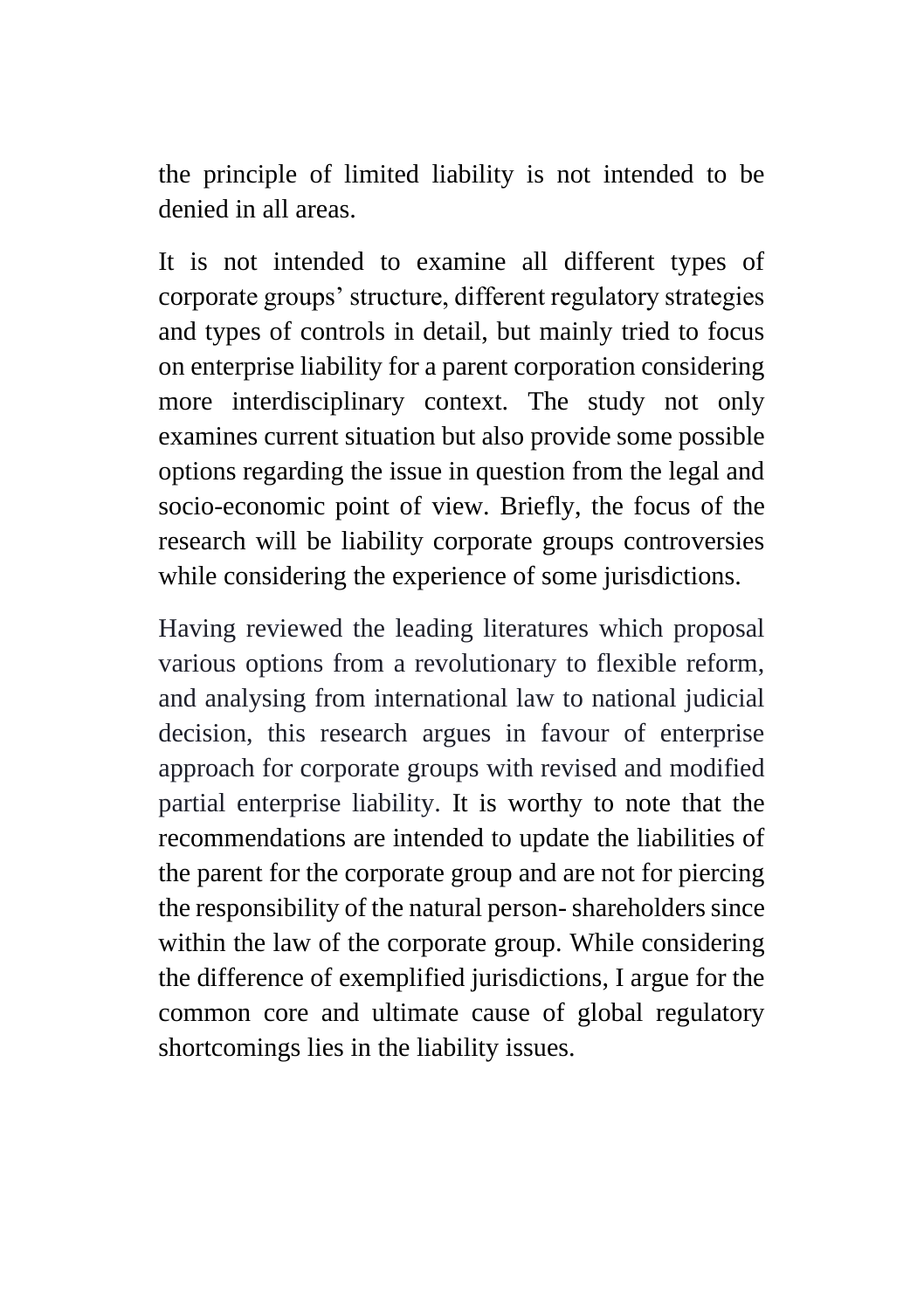the principle of limited liability is not intended to be denied in all areas.

It is not intended to examine all different types of corporate groups' structure, different regulatory strategies and types of controls in detail, but mainly tried to focus on enterprise liability for a parent corporation considering more interdisciplinary context. The study not only examines current situation but also provide some possible options regarding the issue in question from the legal and socio-economic point of view. Briefly, the focus of the research will be liability corporate groups controversies while considering the experience of some jurisdictions.

Having reviewed the leading literatures which proposal various options from a revolutionary to flexible reform, and analysing from international law to national judicial decision, this research argues in favour of enterprise approach for corporate groups with revised and modified partial enterprise liability. It is worthy to note that the recommendations are intended to update the liabilities of the parent for the corporate group and are not for piercing the responsibility of the natural person- shareholders since within the law of the corporate group. While considering the difference of exemplified jurisdictions, I argue for the common core and ultimate cause of global regulatory shortcomings lies in the liability issues.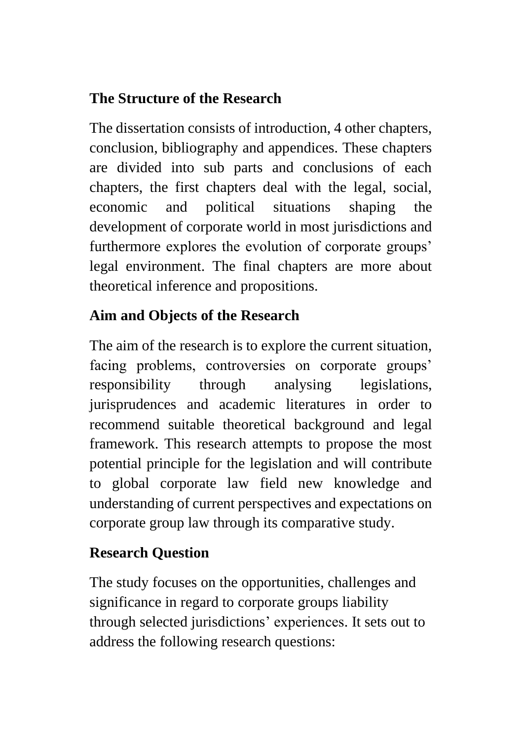## The Structure of the Research

The dissertation consists of introduction, 4 other chapters, conclusion, bibliography and appendices. These chapters are divided into sub parts and conclusions of each chapters, the first chapters deal with the legal, social, economic and political situations shaping the development of corporate world in most jurisdictions and furthermore explores the evolution of corporate groups' legal environment. The final chapters are more about theoretical inference and propositions.

## Aim and Objects of the Research

The aim of the research is to explore the current situation, facing problems, controversies on corporate groups' responsibility through analysing legislations, jurisprudences and academic literatures in order to recommend suitable theoretical background and legal framework. This research attempts to propose the most potential principle for the legislation and will contribute to global corporate law field new knowledge and understanding of current perspectives and expectations on corporate group law through its comparative study.

## Research Question

The study focuses on the opportunities, challenges and significance in regard to corporate groups liability through selected jurisdictions' experiences. It sets out to address the following research questions: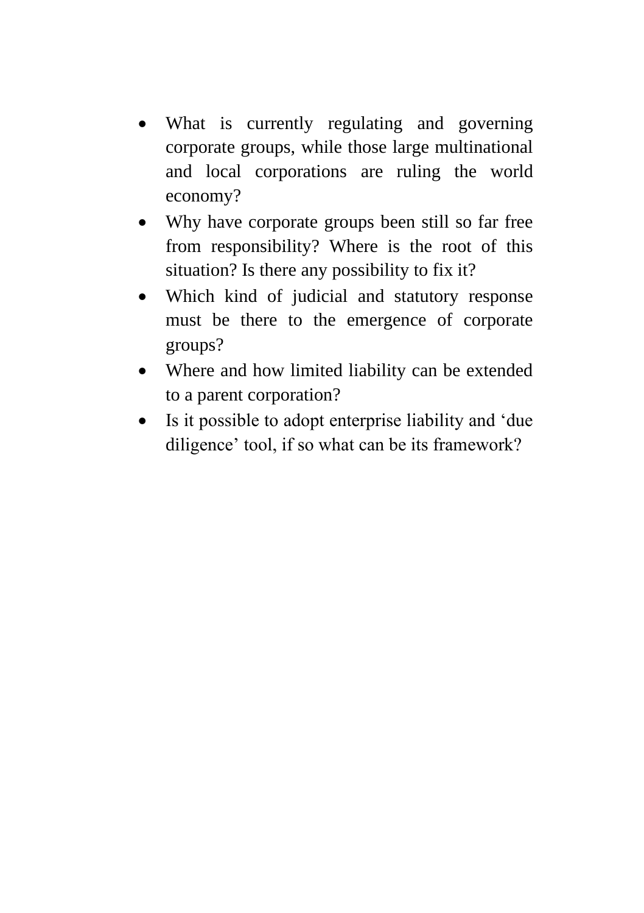- What is currently regulating and governing corporate groups, while those large multinational and local corporations are ruling the world economy?
- Why have corporate groups been still so far free from responsibility? Where is the root of this situation? Is there any possibility to fix it?
- Which kind of judicial and statutory response must be there to the emergence of corporate groups?
- Where and how limited liability can be extended to a parent corporation?
- Is it possible to adopt enterprise liability and 'due diligence' tool, if so what can be its framework?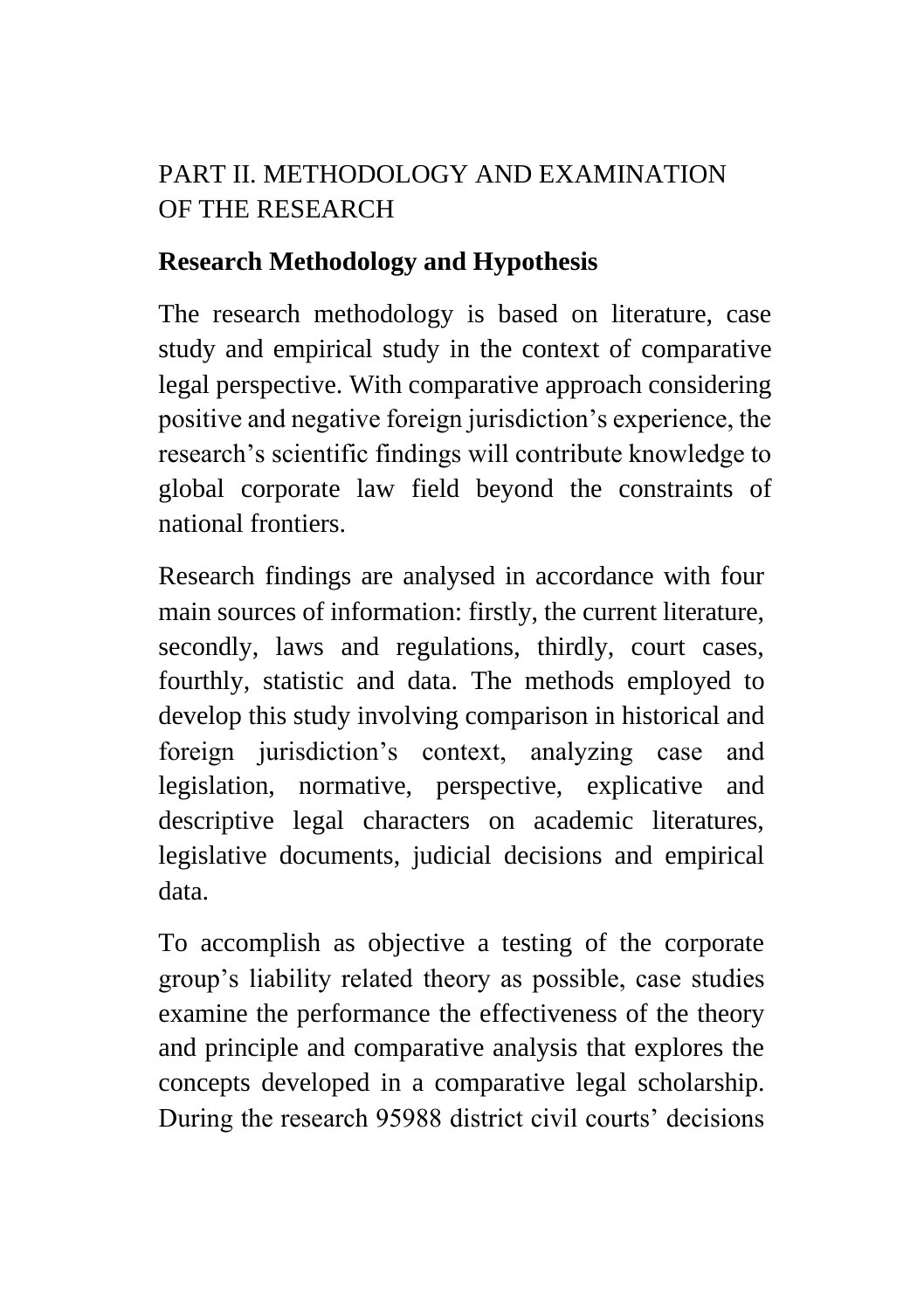# PART II. METHODOLOGY AND EXAMINATION OF THE RESEARCH

## Research Methodology and Hypothesis

The research methodology is based on literature, case study and empirical study in the context of comparative legal perspective. With comparative approach considering positive and negative foreign jurisdiction's experience, the research's scientific findings will contribute knowledge to global corporate law field beyond the constraints of national frontiers.

Research findings are analysed in accordance with four main sources of information: firstly, the current literature, secondly, laws and regulations, thirdly, court cases, fourthly, statistic and data. The methods employed to develop this study involving comparison in historical and foreign jurisdiction's context, analyzing case and legislation, normative, perspective, explicative and descriptive legal characters on academic literatures, legislative documents, judicial decisions and empirical data.

To accomplish as objective a testing of the corporate group's liability related theory as possible, case studies examine the performance the effectiveness of the theory and principle and comparative analysis that explores the concepts developed in a comparative legal scholarship. During the research 95988 district civil courts' decisions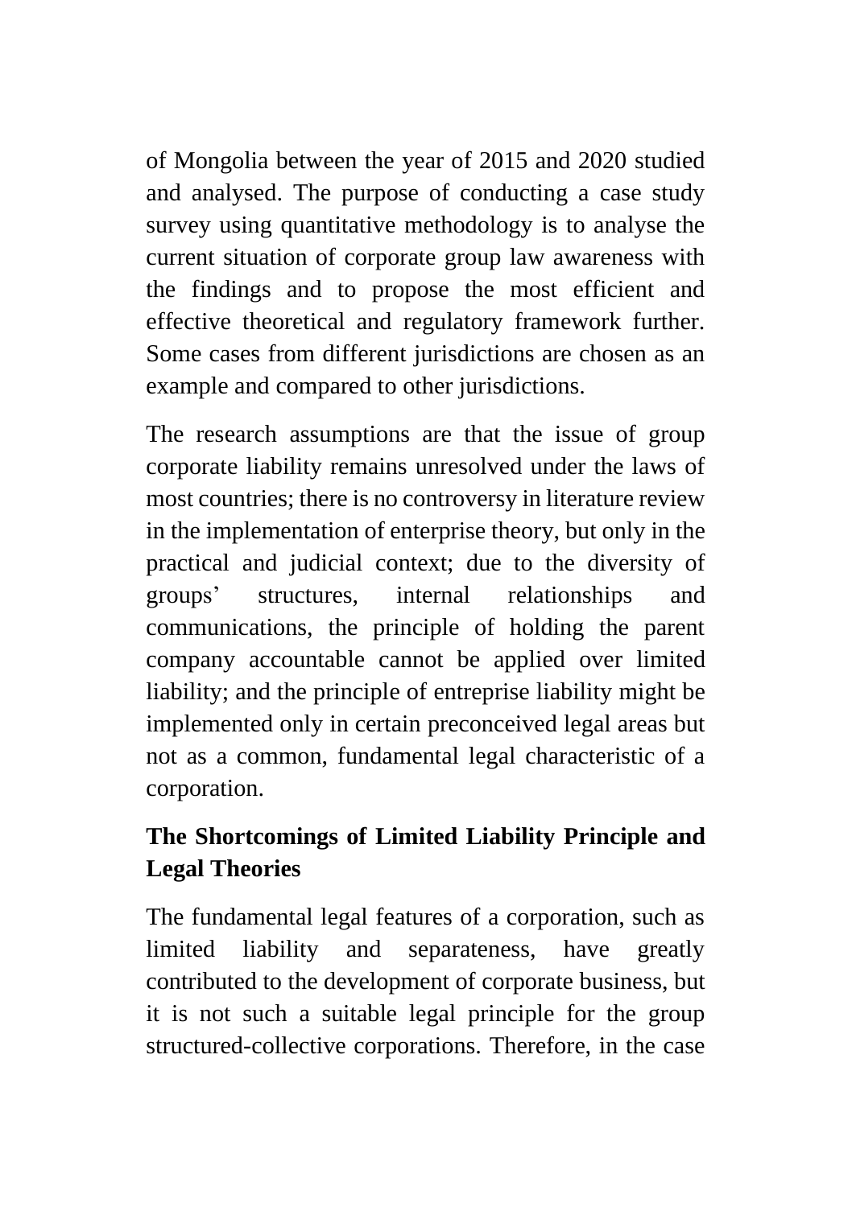of Mongolia between the year of 2015 and 2020 studied and analysed. The purpose of conducting a case study survey using quantitative methodology is to analyse the current situation of corporate group law awareness with the findings and to propose the most efficient and effective theoretical and regulatory framework further. Some cases from different jurisdictions are chosen as an example and compared to other jurisdictions.

The research assumptions are that the issue of group corporate liability remains unresolved under the laws of most countries; there is no controversy in literature review in the implementation of enterprise theory, but only in the practical and judicial context; due to the diversity of groups' structures, internal relationships and communications, the principle of holding the parent company accountable cannot be applied over limited liability; and the principle of entreprise liability might be implemented only in certain preconceived legal areas but not as a common, fundamental legal characteristic of a corporation.

## The Shortcomings of Limited Liability Principle and Legal Theories

The fundamental legal features of a corporation, such as limited liability and separateness, have greatly contributed to the development of corporate business, but it is not such a suitable legal principle for the group structured-collective corporations. Therefore, in the case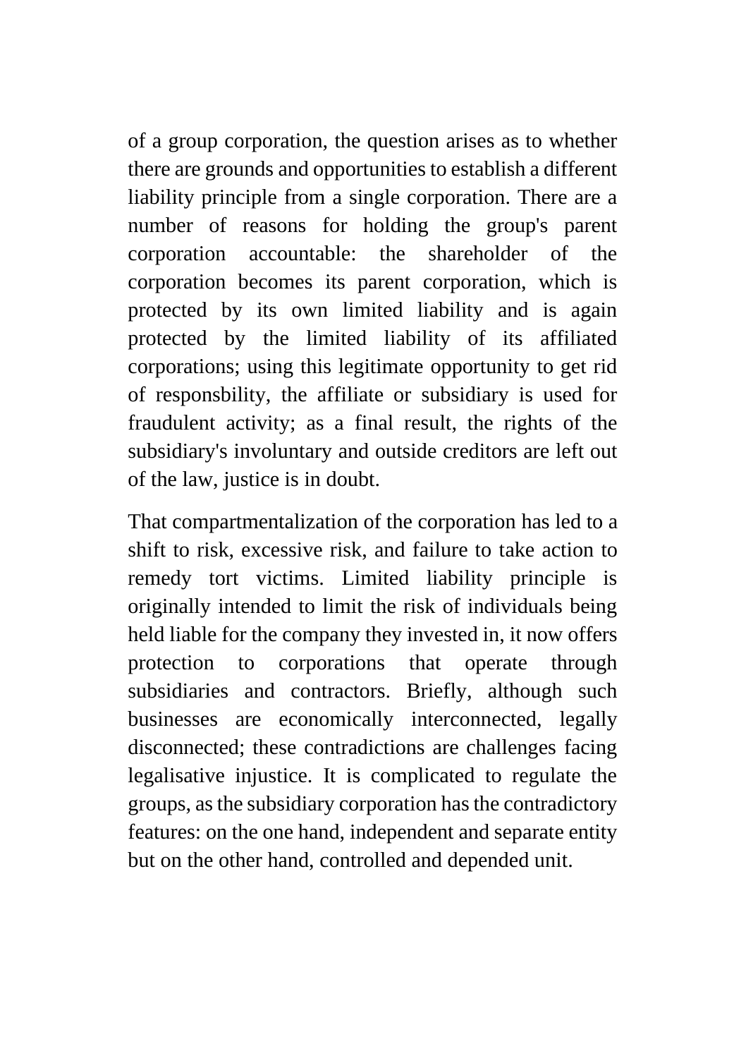of a group corporation, the question arises as to whether there are grounds and opportunities to establish a different liability principle from a single corporation. There are a number of reasons for holding the group's parent corporation accountable: the shareholder of the corporation becomes its parent corporation, which is protected by its own limited liability and is again protected by the limited liability of its affiliated corporations; using this legitimate opportunity to get rid of responsbility, the affiliate or subsidiary is used for fraudulent activity; as a final result, the rights of the subsidiary's involuntary and outside creditors are left out of the law, justice is in doubt.

That compartmentalization of the corporation has led to a shift to risk, excessive risk, and failure to take action to remedy tort victims. Limited liability principle is originally intended to limit the risk of individuals being held liable for the company they invested in, it now offers protection to corporations that operate through subsidiaries and contractors. Briefly, although such businesses are economically interconnected, legally disconnected; these contradictions are challenges facing legalisative injustice. It is complicated to regulate the groups, as the subsidiary corporation has the contradictory features: on the one hand, independent and separate entity but on the other hand, controlled and depended unit.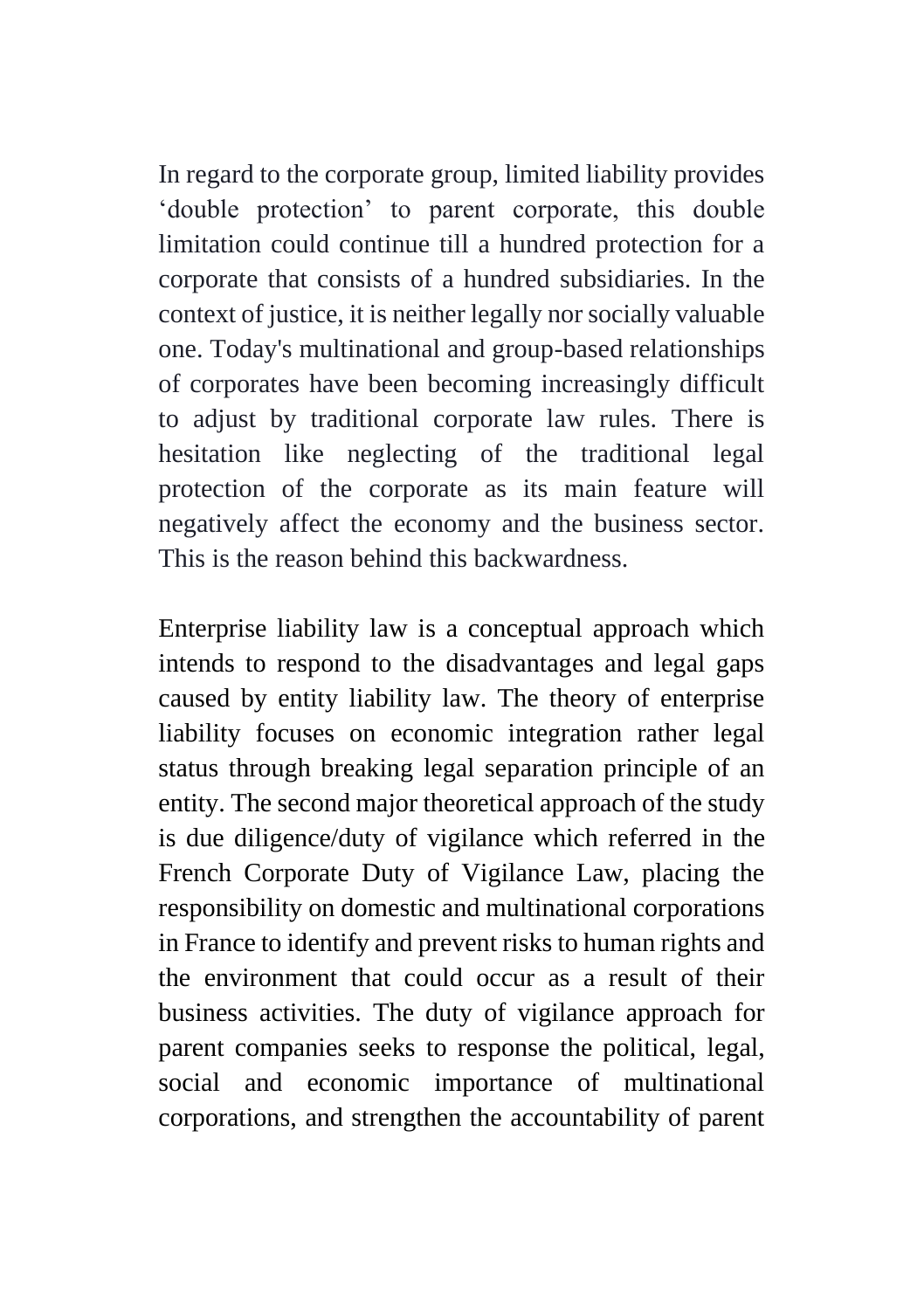In regard to the corporate group, limited liability provides ‘double protection’ to parent corporate, this double limitation could continue till a hundred protection for a corporate that consists of a hundred subsidiaries. In the context of justice, it is neither legally nor socially valuable one. Today's multinational and group-based relationships of corporates have been becoming increasingly difficult to adjust by traditional corporate law rules. There is hesitation like neglecting of the traditional legal protection of the corporate as its main feature will negatively affect the economy and the business sector. This is the reason behind this backwardness.

Enterprise liability law is a conceptual approach which intends to respond to the disadvantages and legal gaps caused by entity liability law. The theory of enterprise liability focuses on economic integration rather legal status through breaking legal separation principle of an entity. The second major theoretical approach of the study is due diligence/duty of vigilance which referred in the French Corporate Duty of Vigilance Law, placing the responsibility on domestic and multinational corporations in France to identify and prevent risks to human rights and the environment that could occur as a result of their business activities. The duty of vigilance approach for parent companies seeks to response the political, legal, social and economic importance of multinational corporations, and strengthen the accountability of parent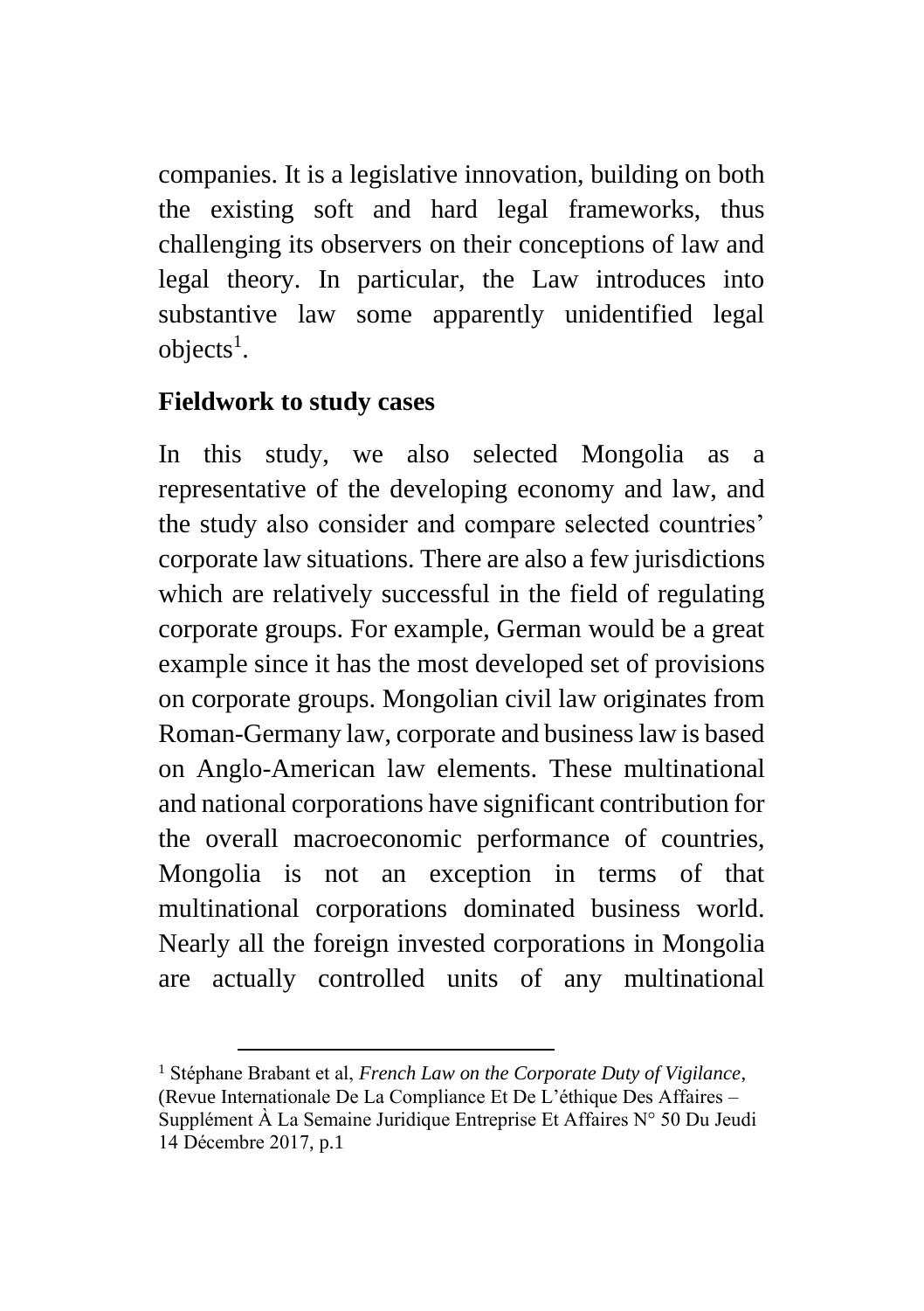companies. It is a legislative innovation, building on both the existing soft and hard legal frameworks, thus challenging its observers on their conceptions of law and legal theory. In particular, the Law introduces into substantive law some apparently unidentified legal objects[1].

## Fieldwork to study cases

In this study, we also selected Mongolia as a representative of the developing economy and law, and the study also consider and compare selected countries' corporate law situations. There are also a few jurisdictions which are relatively successful in the field of regulating corporate groups. For example, German would be a great example since it has the most developed set of provisions on corporate groups. Mongolian civil law originates from Roman-Germany law, corporate and business law is based on Anglo-American law elements. These multinational and national corporations have significant contribution for the overall macroeconomic performance of countries, Mongolia is not an exception in terms of that multinational corporations dominated business world. Nearly all the foreign invested corporations in Mongolia are actually controlled units of any multinational

---

[1] Stéphane Brabant et al, *French Law on the Corporate Duty of Vigilance*, (Revue Internationale De La Compliance Et De L'éthique Des Affaires – Supplément À La Semaine Juridique Entreprise Et Affaires N° 50 Du Jeudi 14 Décembre 2017, p.1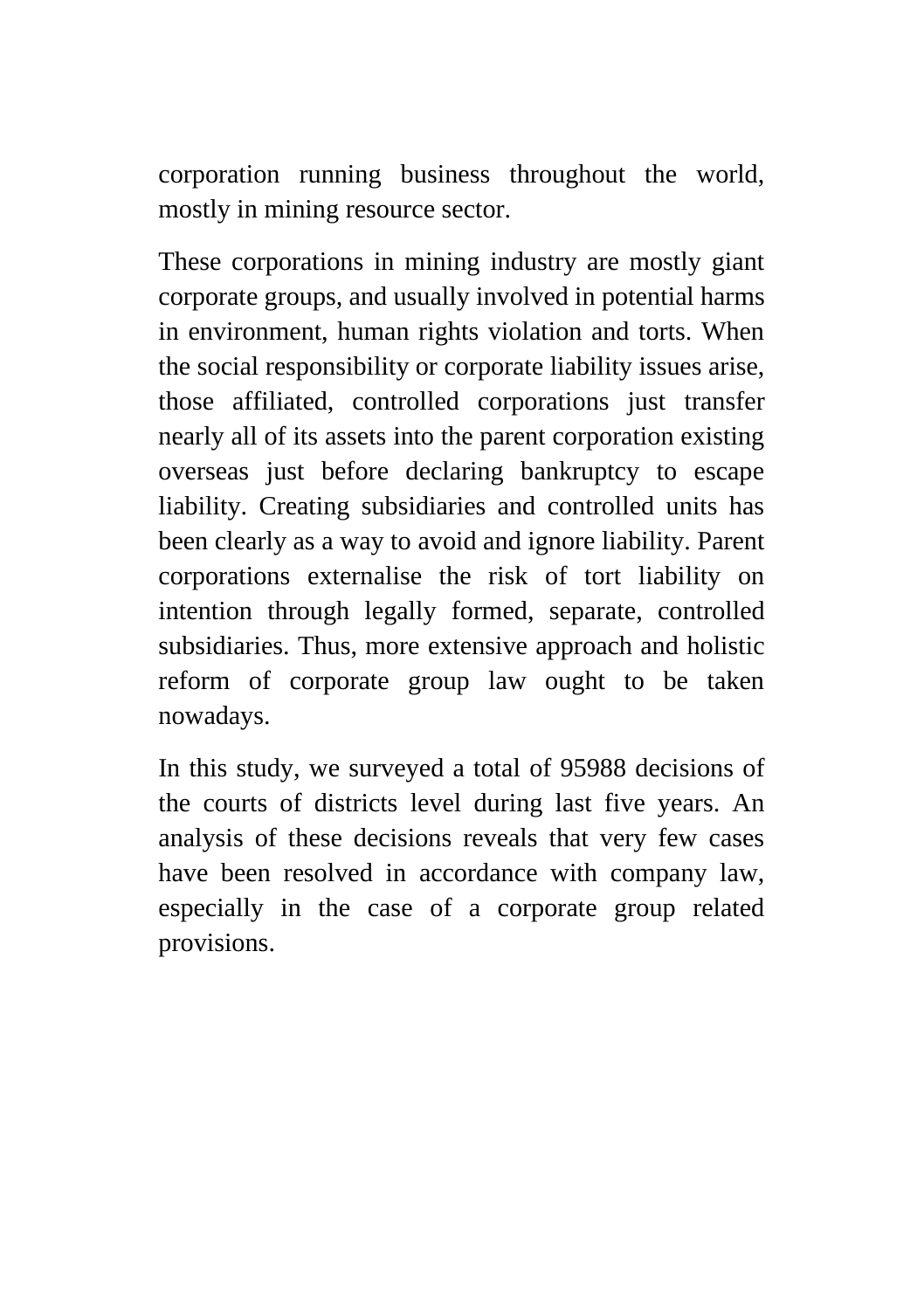corporation running business throughout the world, mostly in mining resource sector.

These corporations in mining industry are mostly giant corporate groups, and usually involved in potential harms in environment, human rights violation and torts. When the social responsibility or corporate liability issues arise, those affiliated, controlled corporations just transfer nearly all of its assets into the parent corporation existing overseas just before declaring bankruptcy to escape liability. Creating subsidiaries and controlled units has been clearly as a way to avoid and ignore liability. Parent corporations externalise the risk of tort liability on intention through legally formed, separate, controlled subsidiaries. Thus, more extensive approach and holistic reform of corporate group law ought to be taken nowadays.

In this study, we surveyed a total of 95988 decisions of the courts of districts level during last five years. An analysis of these decisions reveals that very few cases have been resolved in accordance with company law, especially in the case of a corporate group related provisions.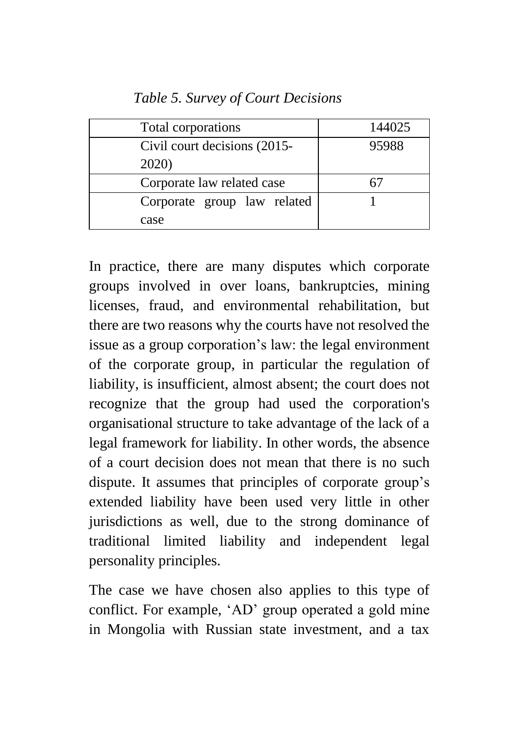*Table 5. Survey of Court Decisions*

| Total corporations | 144025 |
|---|---|
| Civil court decisions (2015-2020) | 95988 |
| Corporate law related case | 67 |
| Corporate group law related case | 1 |

In practice, there are many disputes which corporate groups involved in over loans, bankruptcies, mining licenses, fraud, and environmental rehabilitation, but there are two reasons why the courts have not resolved the issue as a group corporation's law: the legal environment of the corporate group, in particular the regulation of liability, is insufficient, almost absent; the court does not recognize that the group had used the corporation's organisational structure to take advantage of the lack of a legal framework for liability. In other words, the absence of a court decision does not mean that there is no such dispute. It assumes that principles of corporate group's extended liability have been used very little in other jurisdictions as well, due to the strong dominance of traditional limited liability and independent legal personality principles.

The case we have chosen also applies to this type of conflict. For example, 'AD' group operated a gold mine in Mongolia with Russian state investment, and a tax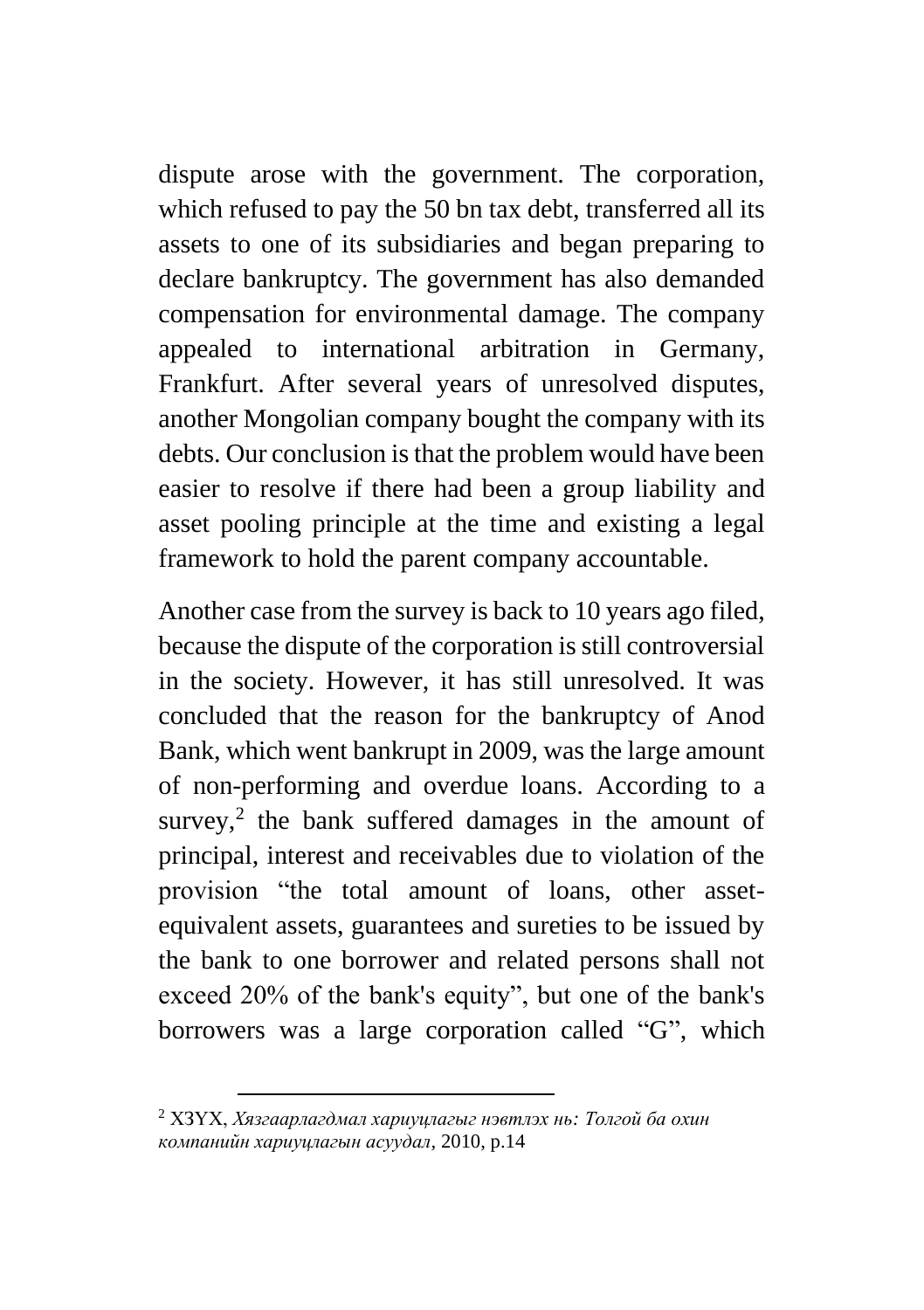dispute arose with the government. The corporation, which refused to pay the 50 bn tax debt, transferred all its assets to one of its subsidiaries and began preparing to declare bankruptcy. The government has also demanded compensation for environmental damage. The company appealed to international arbitration in Germany, Frankfurt. After several years of unresolved disputes, another Mongolian company bought the company with its debts. Our conclusion is that the problem would have been easier to resolve if there had been a group liability and asset pooling principle at the time and existing a legal framework to hold the parent company accountable.

Another case from the survey is back to 10 years ago filed, because the dispute of the corporation is still controversial in the society. However, it has still unresolved. It was concluded that the reason for the bankruptcy of Anod Bank, which went bankrupt in 2009, was the large amount of non-performing and overdue loans. According to a survey,[2] the bank suffered damages in the amount of principal, interest and receivables due to violation of the provision “the total amount of loans, other asset-equivalent assets, guarantees and sureties to be issued by the bank to one borrower and related persons shall not exceed 20% of the bank's equity”, but one of the bank's borrowers was a large corporation called “G”, which

---

[2] ХЗҮХ, *Хязгаарлагдмал хариуцлагыг нэвтлэх нь: Толгой ба охин компанийн хариуцлагын асуудал*, 2010, p.14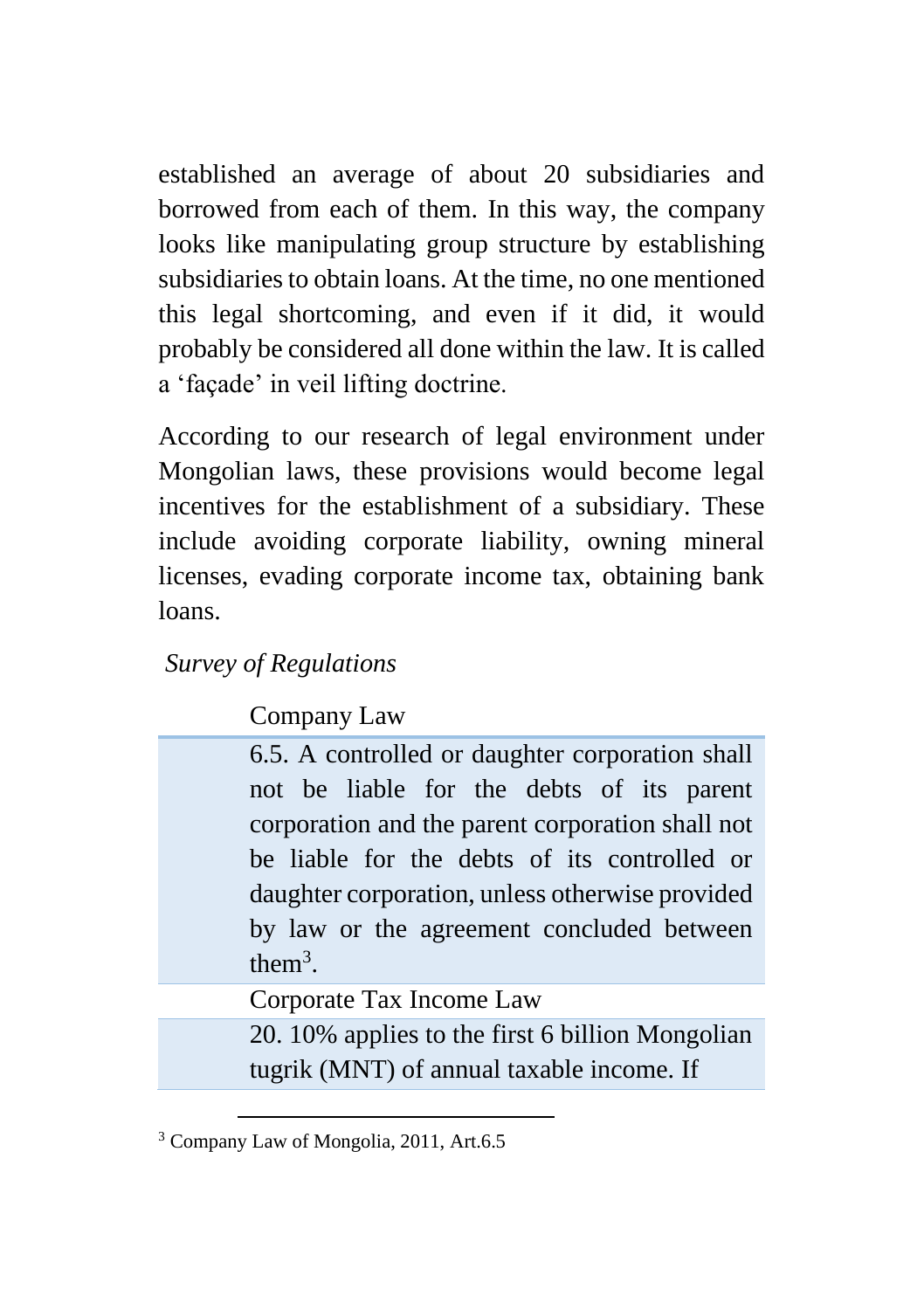established an average of about 20 subsidiaries and borrowed from each of them. In this way, the company looks like manipulating group structure by establishing subsidiaries to obtain loans. At the time, no one mentioned this legal shortcoming, and even if it did, it would probably be considered all done within the law. It is called a 'façade' in veil lifting doctrine.

According to our research of legal environment under Mongolian laws, these provisions would become legal incentives for the establishment of a subsidiary. These include avoiding corporate liability, owning mineral licenses, evading corporate income tax, obtaining bank loans.

*Survey of Regulations*

| | Company Law |
|---|---|
| | 6.5. A controlled or daughter corporation shall not be liable for the debts of its parent corporation and the parent corporation shall not be liable for the debts of its controlled or daughter corporation, unless otherwise provided by law or the agreement concluded between them[3]. |
| | Corporate Tax Income Law |
| | 20. 10% applies to the first 6 billion Mongolian tugrik (MNT) of annual taxable income. If |

[3] Company Law of Mongolia, 2011, Art.6.5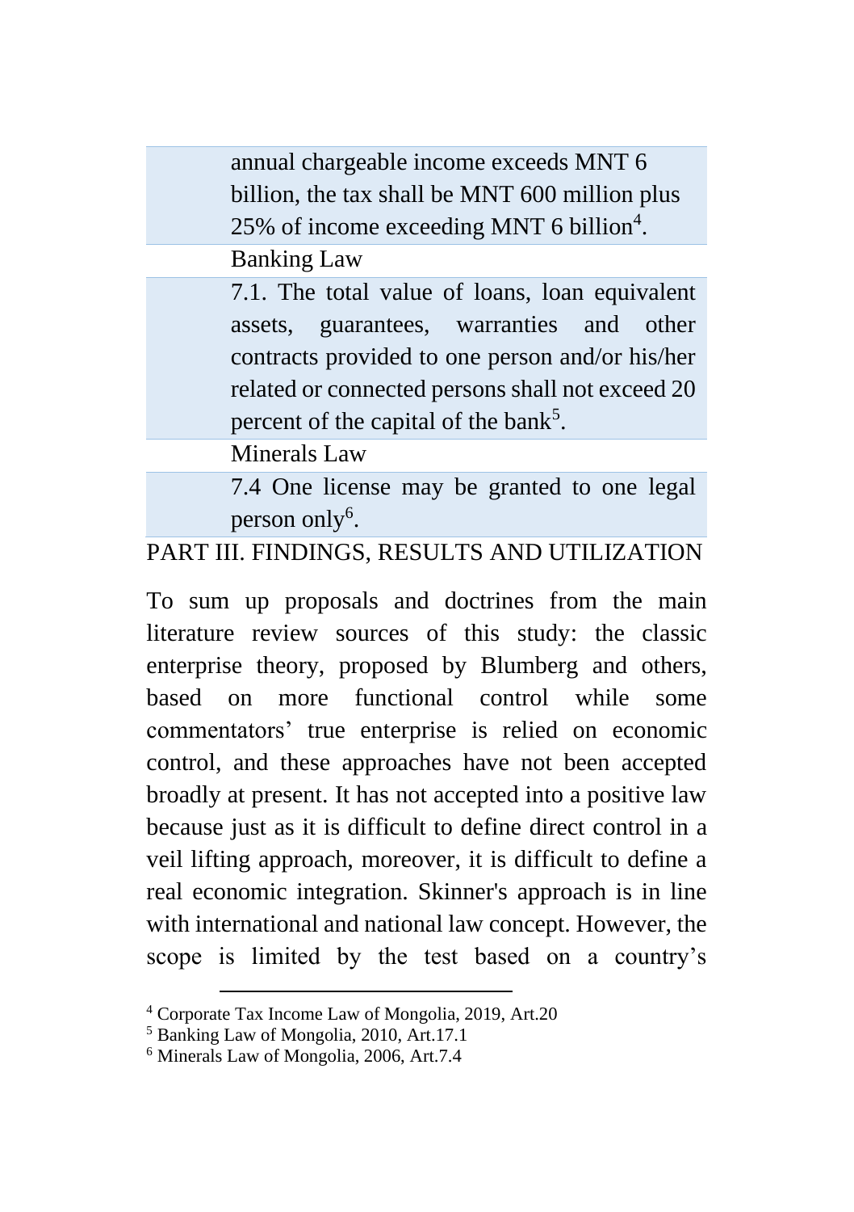| | |
|---|---|
| | annual chargeable income exceeds MNT 6 billion, the tax shall be MNT 600 million plus 25% of income exceeding MNT 6 billion[4]. |
| | Banking Law |
| | 7.1. The total value of loans, loan equivalent assets, guarantees, warranties and other contracts provided to one person and/or his/her related or connected persons shall not exceed 20 percent of the capital of the bank[5]. |
| | Minerals Law |
| | 7.4 One license may be granted to one legal person only[6]. |

## PART III. FINDINGS, RESULTS AND UTILIZATION

To sum up proposals and doctrines from the main literature review sources of this study: the classic enterprise theory, proposed by Blumberg and others, based on more functional control while some commentators' true enterprise is relied on economic control, and these approaches have not been accepted broadly at present. It has not accepted into a positive law because just as it is difficult to define direct control in a veil lifting approach, moreover, it is difficult to define a real economic integration. Skinner's approach is in line with international and national law concept. However, the scope is limited by the test based on a country's

---

[4] Corporate Tax Income Law of Mongolia, 2019, Art.20

[5] Banking Law of Mongolia, 2010, Art.17.1

[6] Minerals Law of Mongolia, 2006, Art.7.4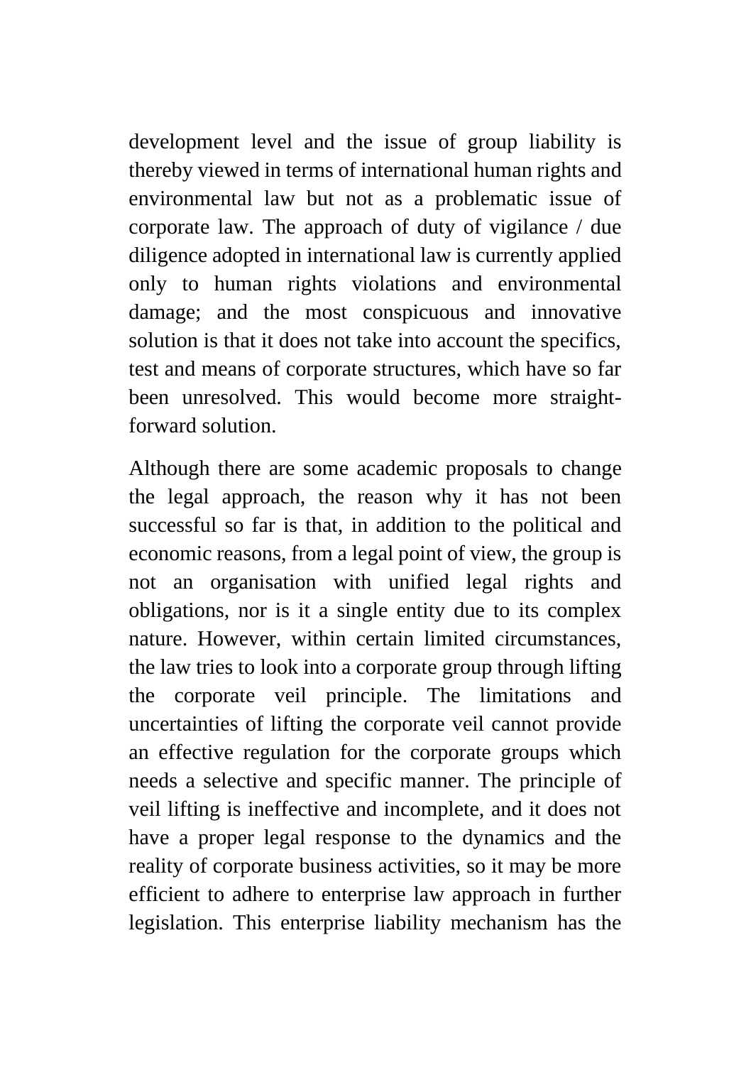development level and the issue of group liability is thereby viewed in terms of international human rights and environmental law but not as a problematic issue of corporate law. The approach of duty of vigilance / due diligence adopted in international law is currently applied only to human rights violations and environmental damage; and the most conspicuous and innovative solution is that it does not take into account the specifics, test and means of corporate structures, which have so far been unresolved. This would become more straight-forward solution.

Although there are some academic proposals to change the legal approach, the reason why it has not been successful so far is that, in addition to the political and economic reasons, from a legal point of view, the group is not an organisation with unified legal rights and obligations, nor is it a single entity due to its complex nature. However, within certain limited circumstances, the law tries to look into a corporate group through lifting the corporate veil principle. The limitations and uncertainties of lifting the corporate veil cannot provide an effective regulation for the corporate groups which needs a selective and specific manner. The principle of veil lifting is ineffective and incomplete, and it does not have a proper legal response to the dynamics and the reality of corporate business activities, so it may be more efficient to adhere to enterprise law approach in further legislation. This enterprise liability mechanism has the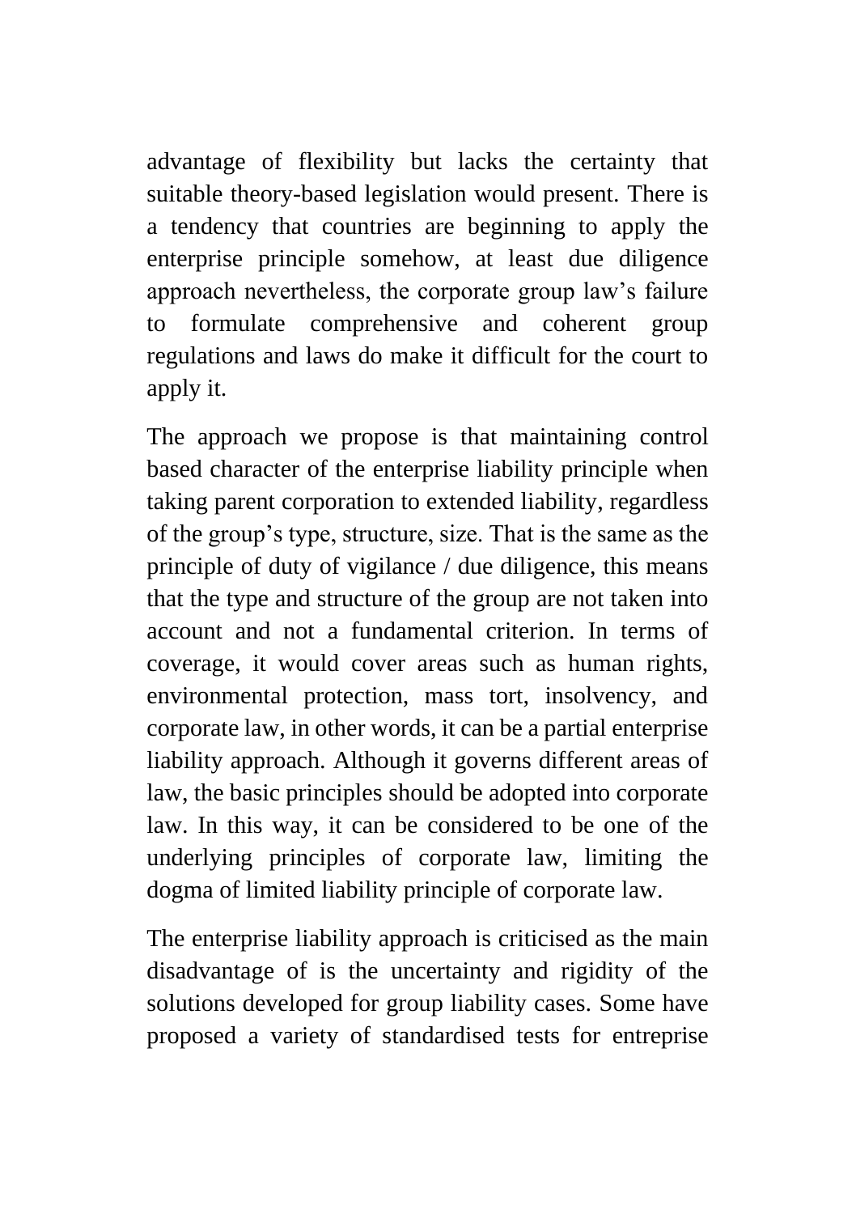advantage of flexibility but lacks the certainty that suitable theory-based legislation would present. There is a tendency that countries are beginning to apply the enterprise principle somehow, at least due diligence approach nevertheless, the corporate group law's failure to formulate comprehensive and coherent group regulations and laws do make it difficult for the court to apply it.

The approach we propose is that maintaining control based character of the enterprise liability principle when taking parent corporation to extended liability, regardless of the group's type, structure, size. That is the same as the principle of duty of vigilance / due diligence, this means that the type and structure of the group are not taken into account and not a fundamental criterion. In terms of coverage, it would cover areas such as human rights, environmental protection, mass tort, insolvency, and corporate law, in other words, it can be a partial enterprise liability approach. Although it governs different areas of law, the basic principles should be adopted into corporate law. In this way, it can be considered to be one of the underlying principles of corporate law, limiting the dogma of limited liability principle of corporate law.

The enterprise liability approach is criticised as the main disadvantage of is the uncertainty and rigidity of the solutions developed for group liability cases. Some have proposed a variety of standardised tests for entreprise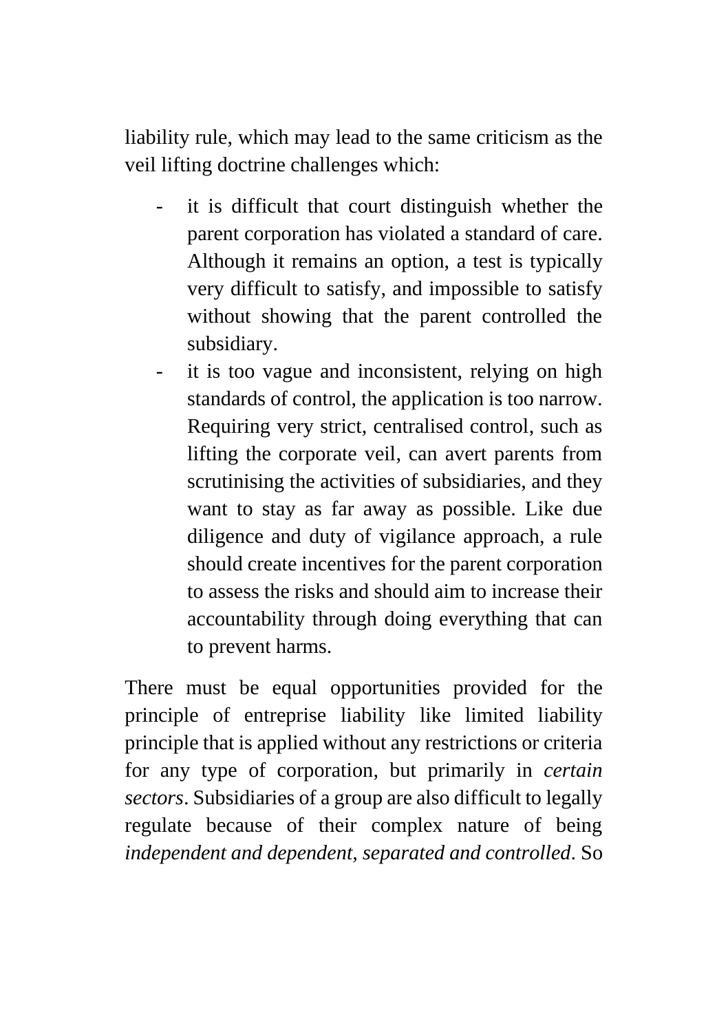liability rule, which may lead to the same criticism as the veil lifting doctrine challenges which:

- it is difficult that court distinguish whether the parent corporation has violated a standard of care. Although it remains an option, a test is typically very difficult to satisfy, and impossible to satisfy without showing that the parent controlled the subsidiary.
- it is too vague and inconsistent, relying on high standards of control, the application is too narrow. Requiring very strict, centralised control, such as lifting the corporate veil, can avert parents from scrutinising the activities of subsidiaries, and they want to stay as far away as possible. Like due diligence and duty of vigilance approach, a rule should create incentives for the parent corporation to assess the risks and should aim to increase their accountability through doing everything that can to prevent harms.

There must be equal opportunities provided for the principle of entreprise liability like limited liability principle that is applied without any restrictions or criteria for any type of corporation, but primarily in *certain sectors*. Subsidiaries of a group are also difficult to legally regulate because of their complex nature of being *independent and dependent, separated and controlled*. So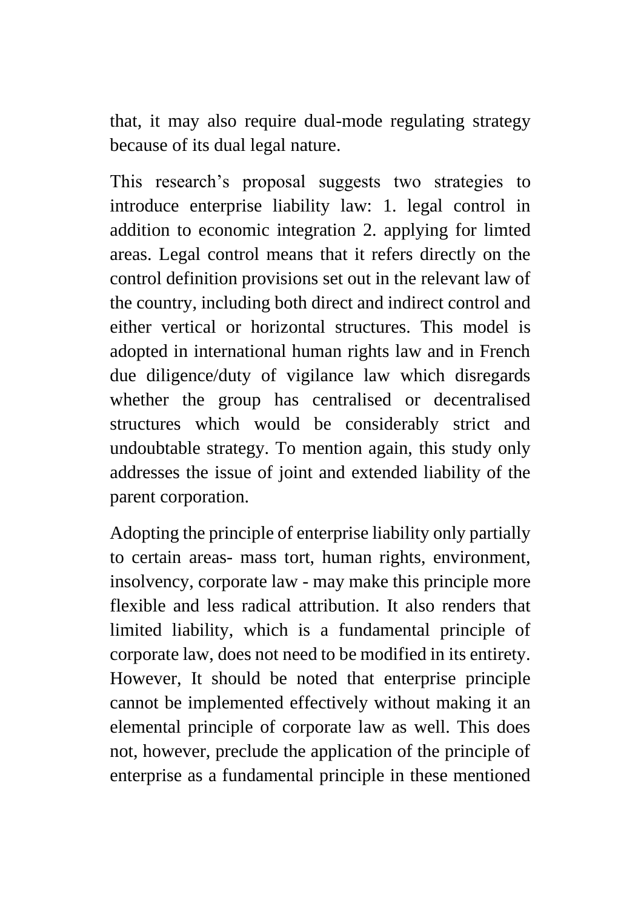that, it may also require dual-mode regulating strategy because of its dual legal nature.

This research's proposal suggests two strategies to introduce enterprise liability law: 1. legal control in addition to economic integration 2. applying for limted areas. Legal control means that it refers directly on the control definition provisions set out in the relevant law of the country, including both direct and indirect control and either vertical or horizontal structures. This model is adopted in international human rights law and in French due diligence/duty of vigilance law which disregards whether the group has centralised or decentralised structures which would be considerably strict and undoubtable strategy. To mention again, this study only addresses the issue of joint and extended liability of the parent corporation.

Adopting the principle of enterprise liability only partially to certain areas- mass tort, human rights, environment, insolvency, corporate law - may make this principle more flexible and less radical attribution. It also renders that limited liability, which is a fundamental principle of corporate law, does not need to be modified in its entirety. However, It should be noted that enterprise principle cannot be implemented effectively without making it an elemental principle of corporate law as well. This does not, however, preclude the application of the principle of enterprise as a fundamental principle in these mentioned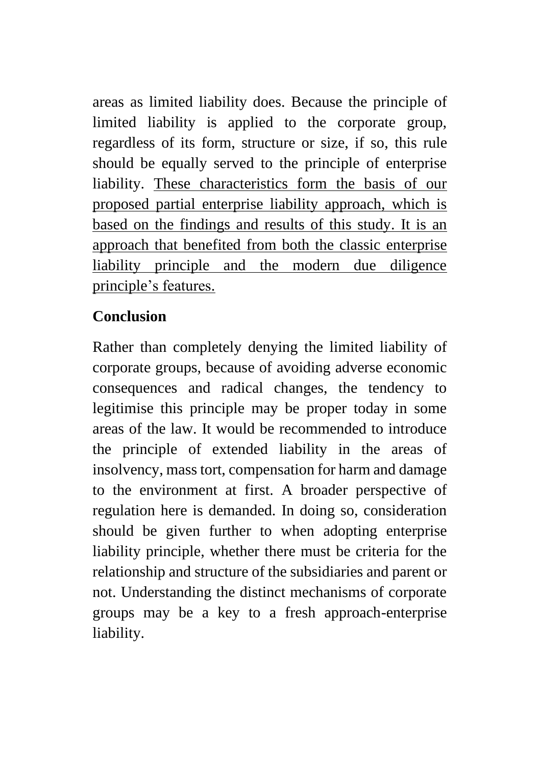areas as limited liability does. Because the principle of limited liability is applied to the corporate group, regardless of its form, structure or size, if so, this rule should be equally served to the principle of enterprise liability. <u>These characteristics form the basis of our proposed partial enterprise liability approach, which is based on the findings and results of this study. It is an approach that benefited from both the classic enterprise liability principle and the modern due diligence principle's features.</u>

## Conclusion

Rather than completely denying the limited liability of corporate groups, because of avoiding adverse economic consequences and radical changes, the tendency to legitimise this principle may be proper today in some areas of the law. It would be recommended to introduce the principle of extended liability in the areas of insolvency, mass tort, compensation for harm and damage to the environment at first. A broader perspective of regulation here is demanded. In doing so, consideration should be given further to when adopting enterprise liability principle, whether there must be criteria for the relationship and structure of the subsidiaries and parent or not. Understanding the distinct mechanisms of corporate groups may be a key to a fresh approach-enterprise liability.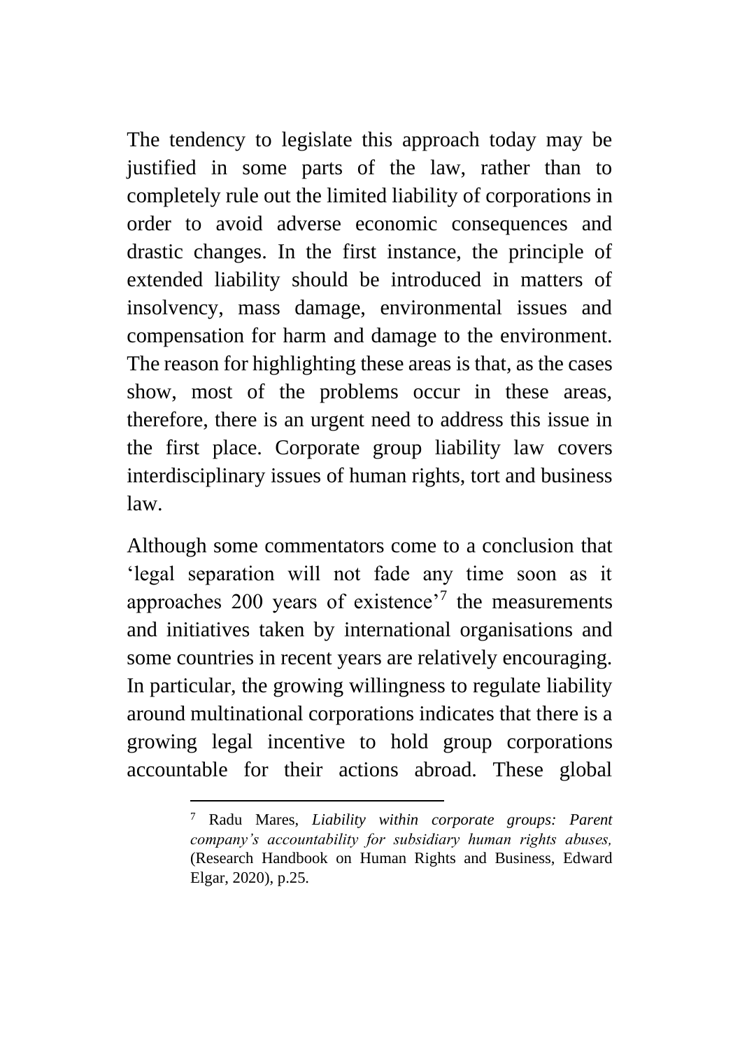The tendency to legislate this approach today may be justified in some parts of the law, rather than to completely rule out the limited liability of corporations in order to avoid adverse economic consequences and drastic changes. In the first instance, the principle of extended liability should be introduced in matters of insolvency, mass damage, environmental issues and compensation for harm and damage to the environment. The reason for highlighting these areas is that, as the cases show, most of the problems occur in these areas, therefore, there is an urgent need to address this issue in the first place. Corporate group liability law covers interdisciplinary issues of human rights, tort and business law.

Although some commentators come to a conclusion that 'legal separation will not fade any time soon as it approaches 200 years of existence'[7] the measurements and initiatives taken by international organisations and some countries in recent years are relatively encouraging. In particular, the growing willingness to regulate liability around multinational corporations indicates that there is a growing legal incentive to hold group corporations accountable for their actions abroad. These global

---

[7] Radu Mares, *Liability within corporate groups: Parent company's accountability for subsidiary human rights abuses,* (Research Handbook on Human Rights and Business, Edward Elgar, 2020), p.25.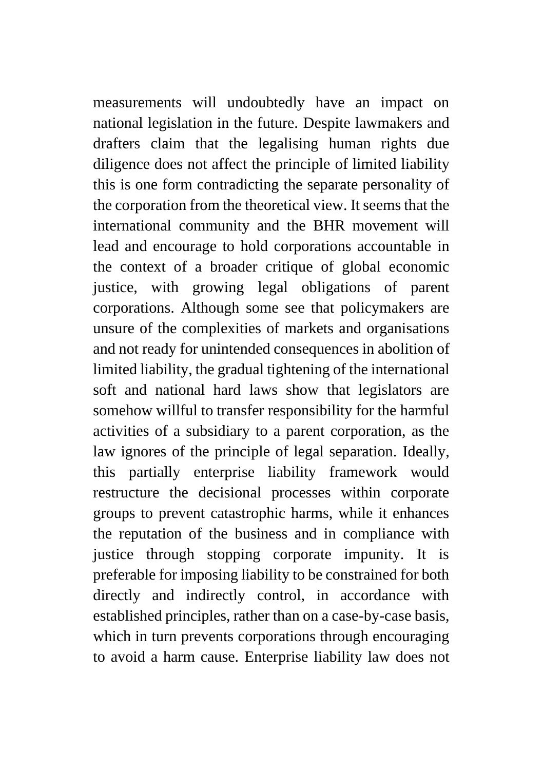measurements will undoubtedly have an impact on national legislation in the future. Despite lawmakers and drafters claim that the legalising human rights due diligence does not affect the principle of limited liability this is one form contradicting the separate personality of the corporation from the theoretical view. It seems that the international community and the BHR movement will lead and encourage to hold corporations accountable in the context of a broader critique of global economic justice, with growing legal obligations of parent corporations. Although some see that policymakers are unsure of the complexities of markets and organisations and not ready for unintended consequences in abolition of limited liability, the gradual tightening of the international soft and national hard laws show that legislators are somehow willful to transfer responsibility for the harmful activities of a subsidiary to a parent corporation, as the law ignores of the principle of legal separation. Ideally, this partially enterprise liability framework would restructure the decisional processes within corporate groups to prevent catastrophic harms, while it enhances the reputation of the business and in compliance with justice through stopping corporate impunity. It is preferable for imposing liability to be constrained for both directly and indirectly control, in accordance with established principles, rather than on a case-by-case basis, which in turn prevents corporations through encouraging to avoid a harm cause. Enterprise liability law does not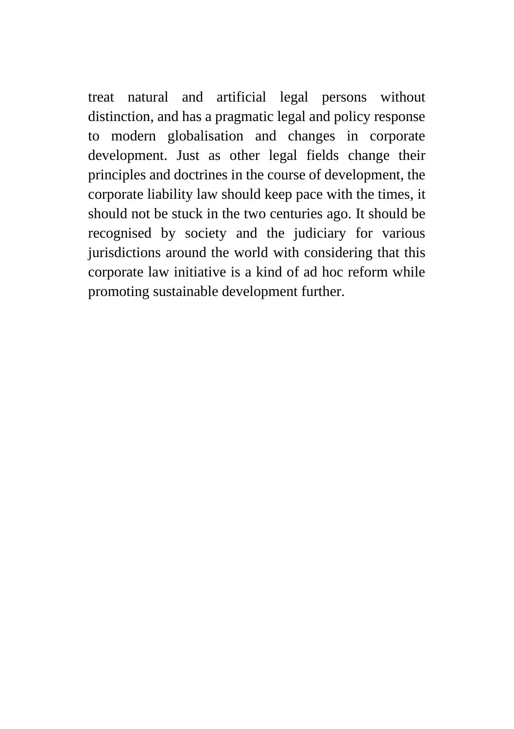treat natural and artificial legal persons without distinction, and has a pragmatic legal and policy response to modern globalisation and changes in corporate development. Just as other legal fields change their principles and doctrines in the course of development, the corporate liability law should keep pace with the times, it should not be stuck in the two centuries ago. It should be recognised by society and the judiciary for various jurisdictions around the world with considering that this corporate law initiative is a kind of ad hoc reform while promoting sustainable development further.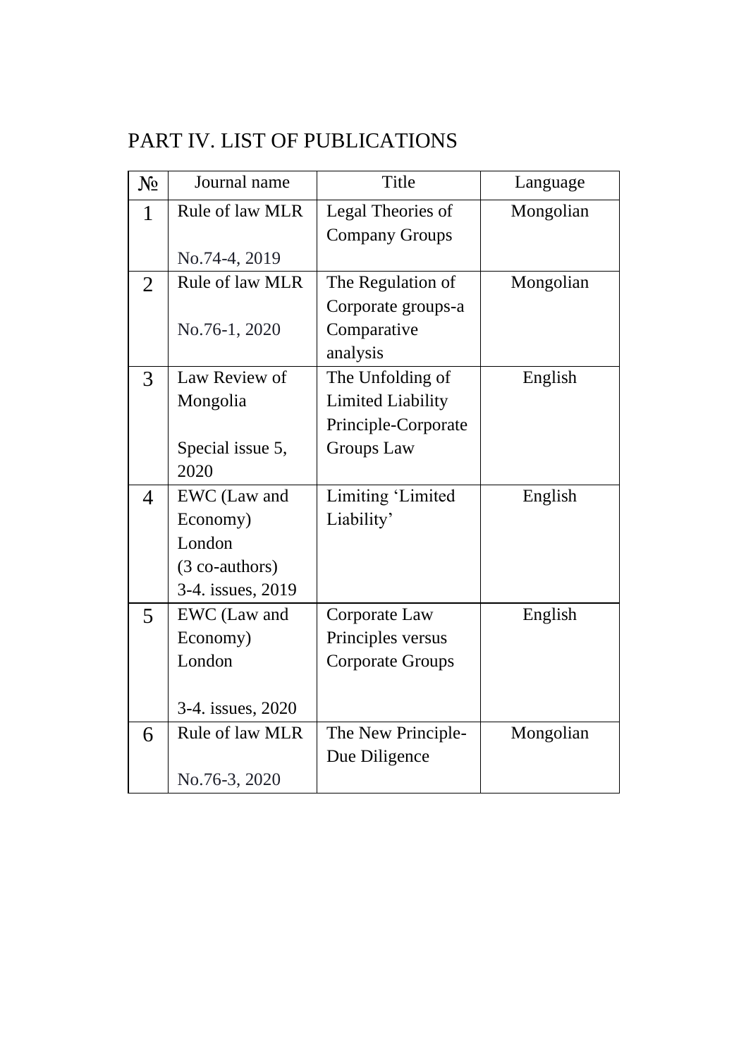# PART IV. LIST OF PUBLICATIONS

| № | Journal name | Title | Language |
|---|---|---|---|
| 1 | Rule of law MLR<br><br>No.74-4, 2019 | Legal Theories of Company Groups | Mongolian |
| 2 | Rule of law MLR<br><br>No.76-1, 2020 | The Regulation of Corporate groups-a Comparative analysis | Mongolian |
| 3 | Law Review of Mongolia<br><br>Special issue 5, 2020 | The Unfolding of Limited Liability Principle-Corporate Groups Law | English |
| 4 | EWC (Law and Economy) London<br>(3 co-authors)<br>3-4. issues, 2019 | Limiting 'Limited Liability' | English |
| 5 | EWC (Law and Economy) London<br><br>3-4. issues, 2020 | Corporate Law Principles versus Corporate Groups | English |
| 6 | Rule of law MLR<br><br>No.76-3, 2020 | The New Principle-Due Diligence | Mongolian |